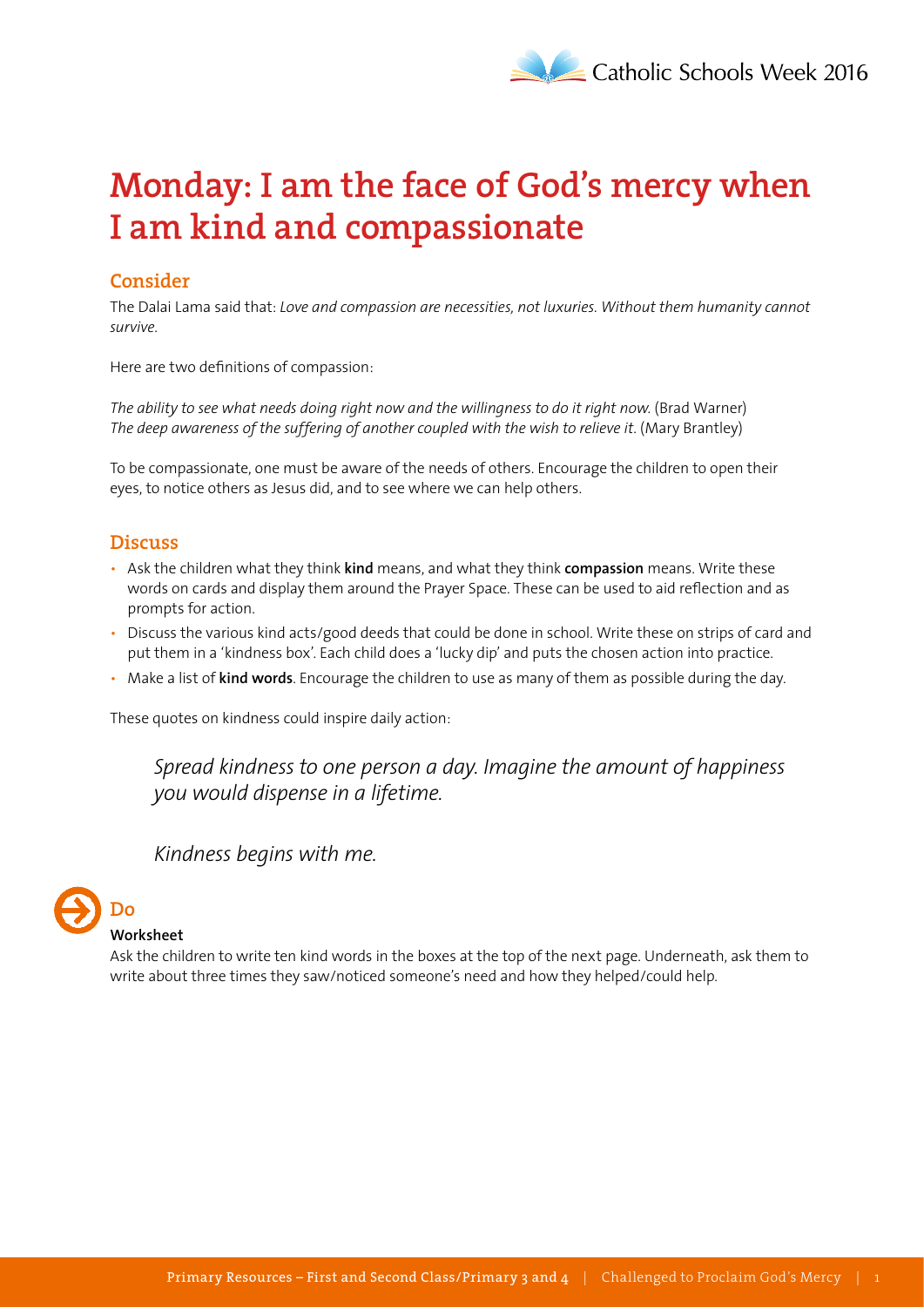# Monday: I am the face of God's mercy when I am kind and compassionate

## Consider

The Dalai Lama said that: *Love and compassion are necessities, not luxuries. Without them humanity cannot survive.*

Here are two definitions of compassion:

*The ability to see what needs doing right now and the willingness to do it right now.* (Brad Warner)
*The deep awareness of the suffering of another coupled with the wish to relieve it.* (Mary Brantley)

To be compassionate, one must be aware of the needs of others. Encourage the children to open their eyes, to notice others as Jesus did, and to see where we can help others.

## Discuss

- Ask the children what they think **kind** means, and what they think **compassion** means. Write these words on cards and display them around the Prayer Space. These can be used to aid reflection and as prompts for action.
- Discuss the various kind acts/good deeds that could be done in school. Write these on strips of card and put them in a 'kindness box'. Each child does a 'lucky dip' and puts the chosen action into practice.
- Make a list of **kind words**. Encourage the children to use as many of them as possible during the day.

These quotes on kindness could inspire daily action:

> *Spread kindness to one person a day. Imagine the amount of happiness you would dispense in a lifetime.*
>
> *Kindness begins with me.*

## Do

**Worksheet**

Ask the children to write ten kind words in the boxes at the top of the next page. Underneath, ask them to write about three times they saw/noticed someone's need and how they helped/could help.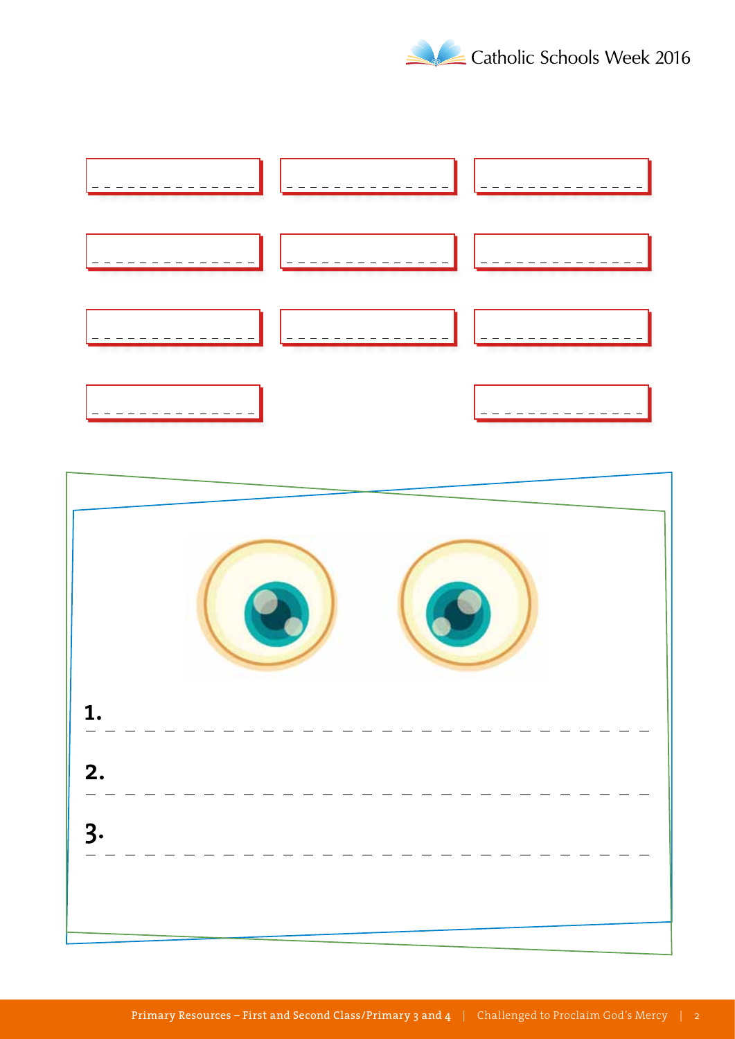1. _______________________________

2. _______________________________

3. _______________________________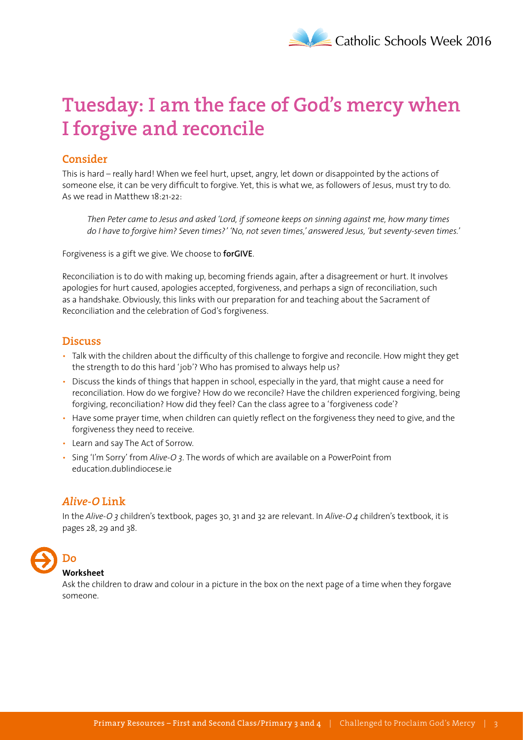# Tuesday: I am the face of God's mercy when I forgive and reconcile

## Consider

This is hard – really hard! When we feel hurt, upset, angry, let down or disappointed by the actions of someone else, it can be very difficult to forgive. Yet, this is what we, as followers of Jesus, must try to do. As we read in Matthew 18:21-22:

> *Then Peter came to Jesus and asked 'Lord, if someone keeps on sinning against me, how many times do I have to forgive him? Seven times?' 'No, not seven times,' answered Jesus, 'but seventy-seven times.'*

Forgiveness is a gift we give. We choose to **forGIVE**.

Reconciliation is to do with making up, becoming friends again, after a disagreement or hurt. It involves apologies for hurt caused, apologies accepted, forgiveness, and perhaps a sign of reconciliation, such as a handshake. Obviously, this links with our preparation for and teaching about the Sacrament of Reconciliation and the celebration of God's forgiveness.

## Discuss

- Talk with the children about the difficulty of this challenge to forgive and reconcile. How might they get the strength to do this hard 'job'? Who has promised to always help us?
- Discuss the kinds of things that happen in school, especially in the yard, that might cause a need for reconciliation. How do we forgive? How do we reconcile? Have the children experienced forgiving, being forgiving, reconciliation? How did they feel? Can the class agree to a 'forgiveness code'?
- Have some prayer time, when children can quietly reflect on the forgiveness they need to give, and the forgiveness they need to receive.
- Learn and say The Act of Sorrow.
- Sing 'I'm Sorry' from *Alive-O 3*. The words of which are available on a PowerPoint from education.dublindiocese.ie

## *Alive-O* Link

In the *Alive-O 3* children's textbook, pages 30, 31 and 32 are relevant. In *Alive-O 4* children's textbook, it is pages 28, 29 and 38.

## Do

**Worksheet**

Ask the children to draw and colour in a picture in the box on the next page of a time when they forgave someone.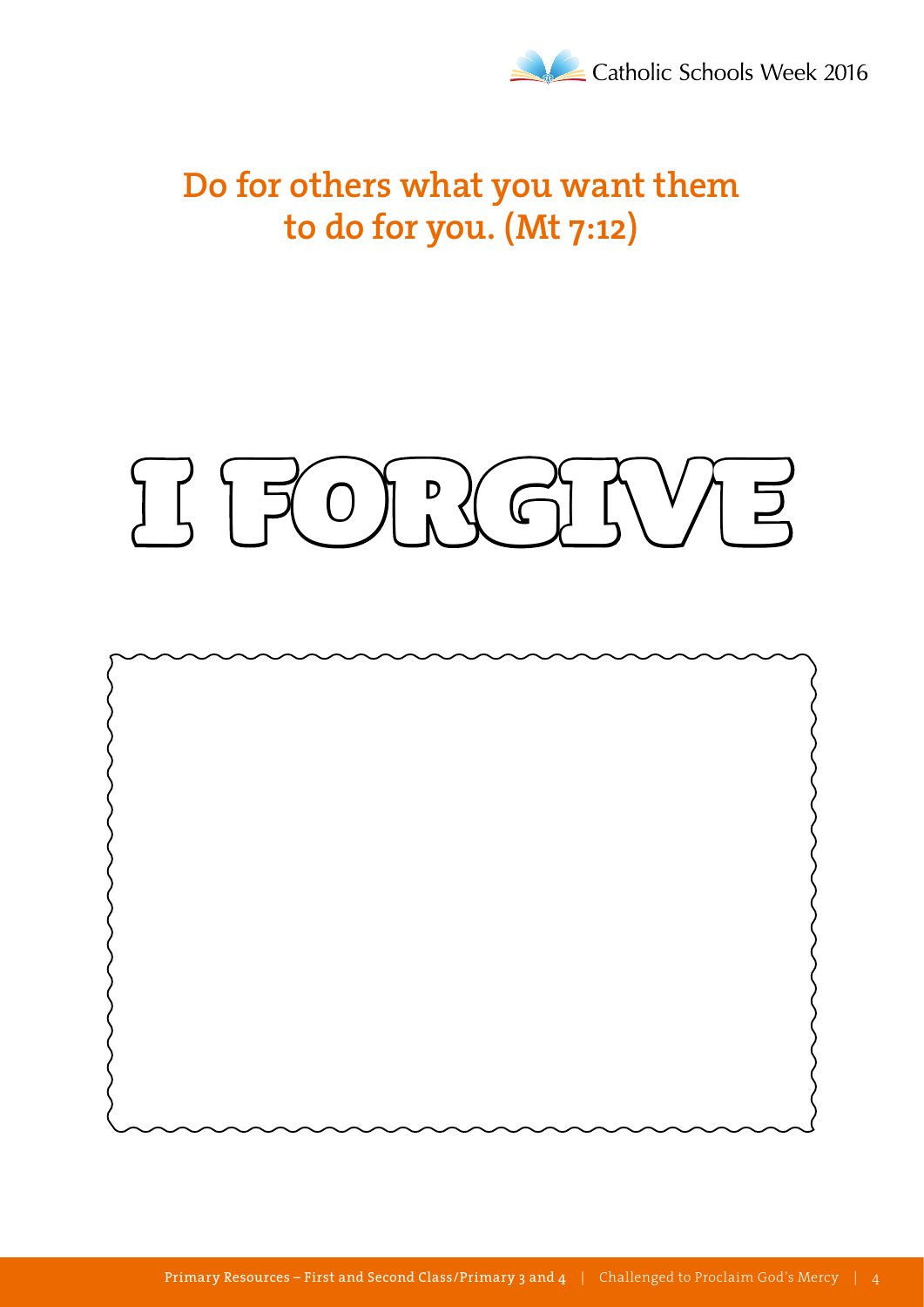## Do for others what you want them to do for you. (Mt 7:12)

# I FORGIVE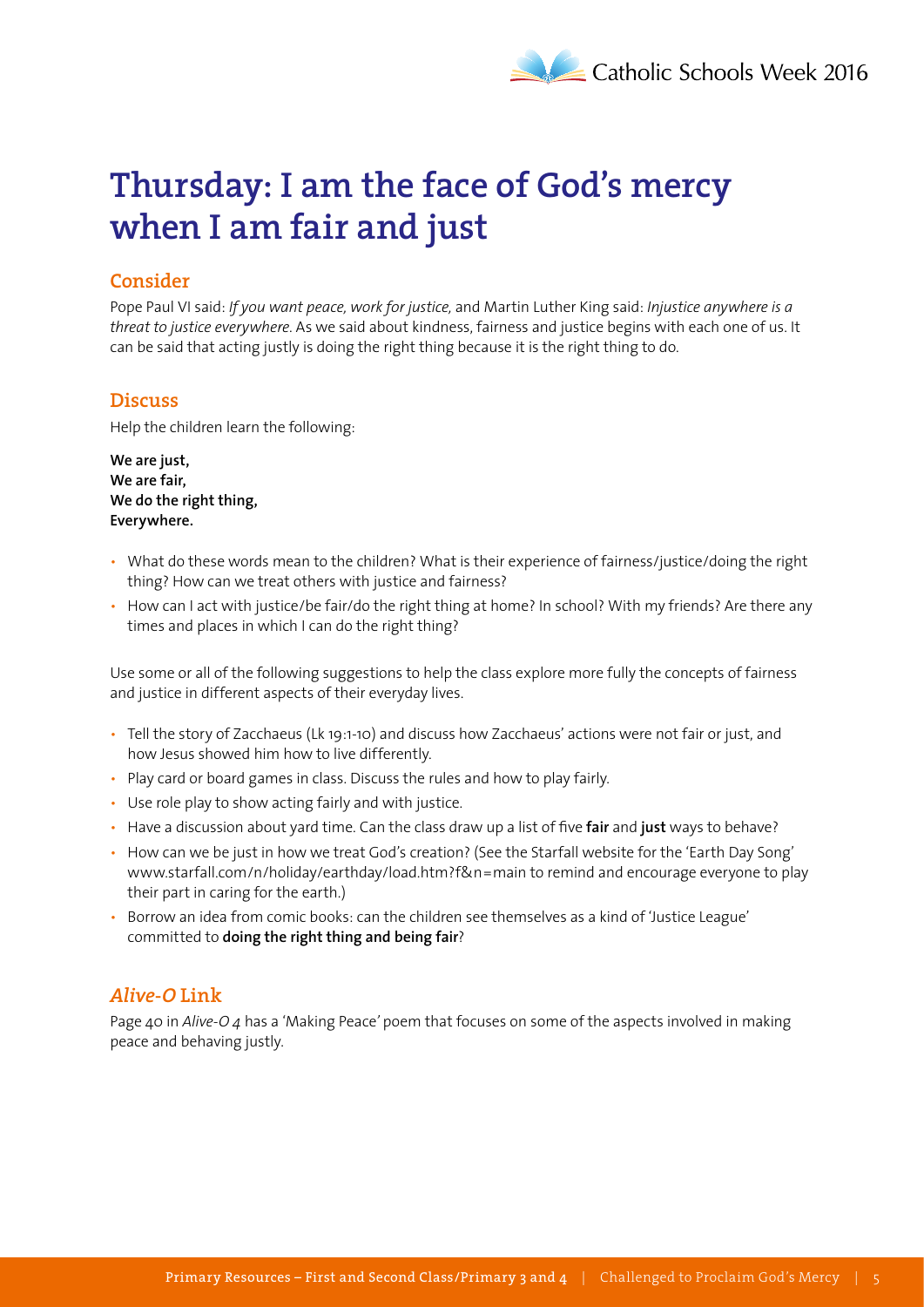# Thursday: I am the face of God's mercy when I am fair and just

## Consider

Pope Paul VI said: *If you want peace, work for justice,* and Martin Luther King said: *Injustice anywhere is a threat to justice everywhere.* As we said about kindness, fairness and justice begins with each one of us. It can be said that acting justly is doing the right thing because it is the right thing to do.

## Discuss

Help the children learn the following:

**We are just,**
**We are fair,**
**We do the right thing,**
**Everywhere.**

- What do these words mean to the children? What is their experience of fairness/justice/doing the right thing? How can we treat others with justice and fairness?
- How can I act with justice/be fair/do the right thing at home? In school? With my friends? Are there any times and places in which I can do the right thing?

Use some or all of the following suggestions to help the class explore more fully the concepts of fairness and justice in different aspects of their everyday lives.

- Tell the story of Zacchaeus (Lk 19:1-10) and discuss how Zacchaeus' actions were not fair or just, and how Jesus showed him how to live differently.
- Play card or board games in class. Discuss the rules and how to play fairly.
- Use role play to show acting fairly and with justice.
- Have a discussion about yard time. Can the class draw up a list of five **fair** and **just** ways to behave?
- How can we be just in how we treat God's creation? (See the Starfall website for the 'Earth Day Song' www.starfall.com/n/holiday/earthday/load.htm?f&n=main to remind and encourage everyone to play their part in caring for the earth.)
- Borrow an idea from comic books: can the children see themselves as a kind of 'Justice League' committed to **doing the right thing and being fair**?

## *Alive-O* Link

Page 40 in *Alive-O 4* has a 'Making Peace' poem that focuses on some of the aspects involved in making peace and behaving justly.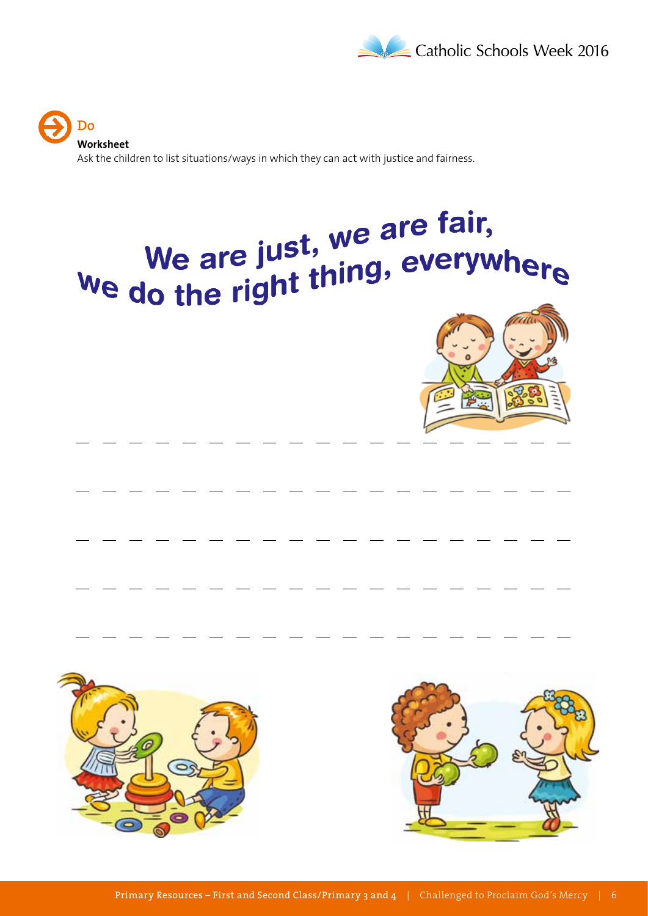## Do

**Worksheet**

Ask the children to list situations/ways in which they can act with justice and fairness.

# We are just, we are fair, we do the right thing, everywhere

\_ \_ \_ \_ \_ \_ \_ \_ \_ \_ \_ \_ \_ \_ \_ \_ \_ \_ \_

\_ \_ \_ \_ \_ \_ \_ \_ \_ \_ \_ \_ \_ \_ \_ \_ \_ \_ \_

\_ \_ \_ \_ \_ \_ \_ \_ \_ \_ \_ \_ \_ \_ \_ \_ \_ \_ \_

\_ \_ \_ \_ \_ \_ \_ \_ \_ \_ \_ \_ \_ \_ \_ \_ \_ \_ \_

\_ \_ \_ \_ \_ \_ \_ \_ \_ \_ \_ \_ \_ \_ \_ \_ \_ \_ \_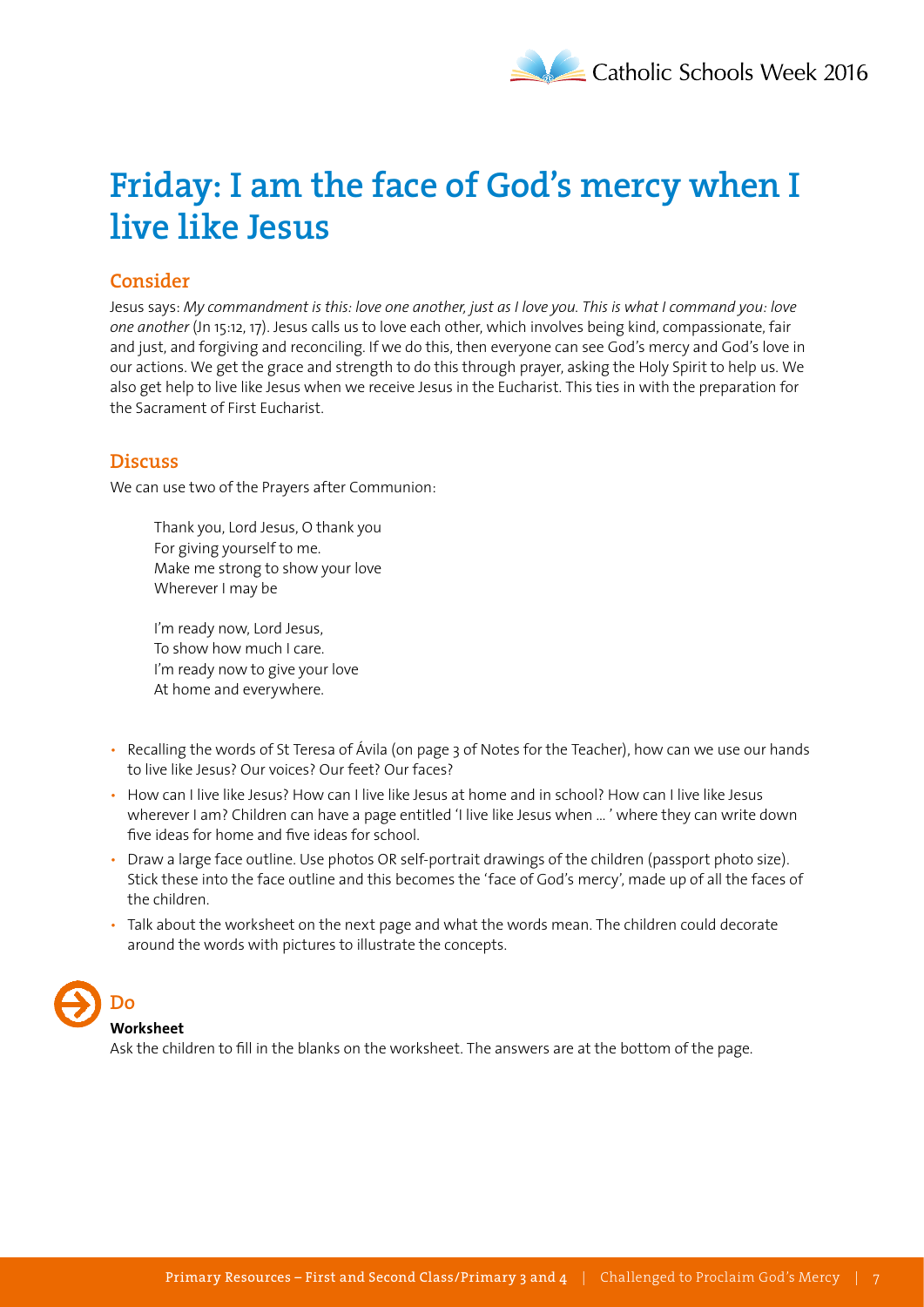# Friday: I am the face of God's mercy when I live like Jesus

## Consider

Jesus says: *My commandment is this: love one another, just as I love you. This is what I command you: love one another* (Jn 15:12, 17). Jesus calls us to love each other, which involves being kind, compassionate, fair and just, and forgiving and reconciling. If we do this, then everyone can see God's mercy and God's love in our actions. We get the grace and strength to do this through prayer, asking the Holy Spirit to help us. We also get help to live like Jesus when we receive Jesus in the Eucharist. This ties in with the preparation for the Sacrament of First Eucharist.

## Discuss

We can use two of the Prayers after Communion:

> Thank you, Lord Jesus, O thank you
> For giving yourself to me.
> Make me strong to show your love
> Wherever I may be
>
> I'm ready now, Lord Jesus,
> To show how much I care.
> I'm ready now to give your love
> At home and everywhere.

- Recalling the words of St Teresa of Ávila (on page 3 of Notes for the Teacher), how can we use our hands to live like Jesus? Our voices? Our feet? Our faces?
- How can I live like Jesus? How can I live like Jesus at home and in school? How can I live like Jesus wherever I am? Children can have a page entitled 'I live like Jesus when … ' where they can write down five ideas for home and five ideas for school.
- Draw a large face outline. Use photos OR self-portrait drawings of the children (passport photo size). Stick these into the face outline and this becomes the 'face of God's mercy', made up of all the faces of the children.
- Talk about the worksheet on the next page and what the words mean. The children could decorate around the words with pictures to illustrate the concepts.

## Do

**Worksheet**

Ask the children to fill in the blanks on the worksheet. The answers are at the bottom of the page.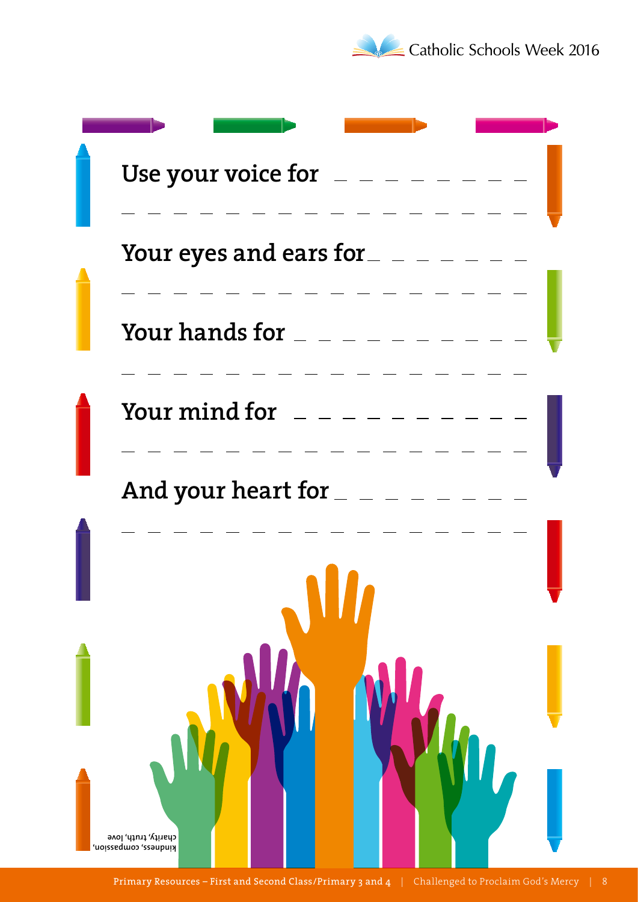Use your voice for _ _ _ _ _ _ _ _

_ _ _ _ _ _ _ _ _ _ _ _ _ _ _ _

Your eyes and ears for _ _ _ _ _ _ _

_ _ _ _ _ _ _ _ _ _ _ _ _ _ _ _

Your hands for _ _ _ _ _ _ _ _ _ _

_ _ _ _ _ _ _ _ _ _ _ _ _ _ _ _

Your mind for _ _ _ _ _ _ _ _ _ _

_ _ _ _ _ _ _ _ _ _ _ _ _ _ _ _

And your heart for _ _ _ _ _ _ _ _

_ _ _ _ _ _ _ _ _ _ _ _ _ _ _ _

kindness, compassion, charity, truth, love